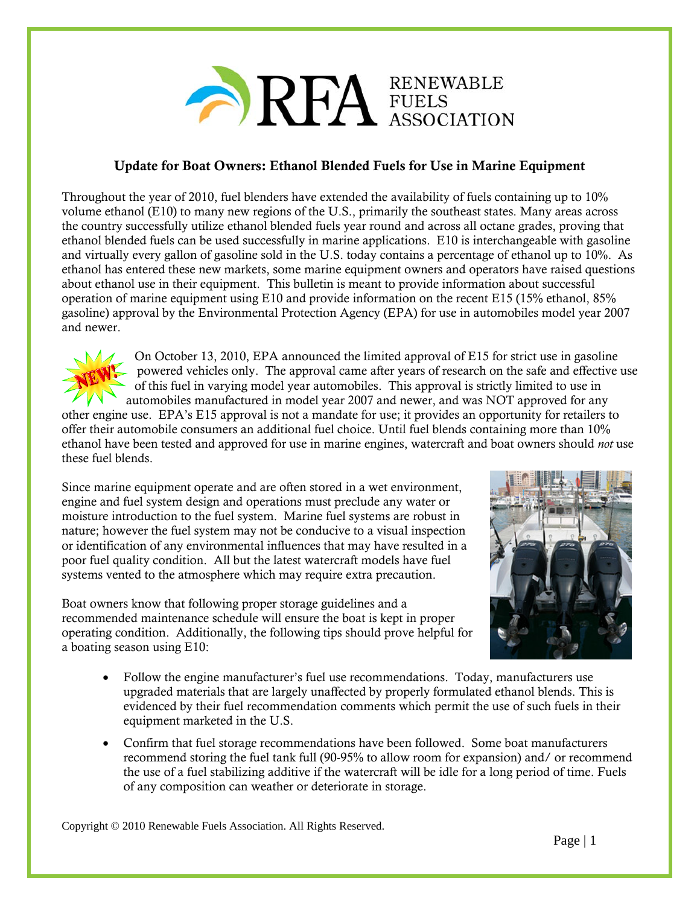## Update for Boat Owners: Ethanol Blended Fuels for Use in Marine Equipment

Throughout the year of 2010, fuel blenders have extended the availability of fuels containing up to 10% volume ethanol (E10) to many new regions of the U.S., primarily the southeast states. Many areas across the country successfully utilize ethanol blended fuels year round and across all octane grades, proving that ethanol blended fuels can be used successfully in marine applications. E10 is interchangeable with gasoline and virtually every gallon of gasoline sold in the U.S. today contains a percentage of ethanol up to 10%. As ethanol has entered these new markets, some marine equipment owners and operators have raised questions about ethanol use in their equipment. This bulletin is meant to provide information about successful operation of marine equipment using E10 and provide information on the recent E15 (15% ethanol, 85% gasoline) approval by the Environmental Protection Agency (EPA) for use in automobiles model year 2007 and newer.

NEW! On October 13, 2010, EPA announced the limited approval of E15 for strict use in gasoline powered vehicles only. The approval came after years of research on the safe and effective use of this fuel in varying model year automobiles. This approval is strictly limited to use in automobiles manufactured in model year 2007 and newer, and was NOT approved for any other engine use. EPA's E15 approval is not a mandate for use; it provides an opportunity for retailers to offer their automobile consumers an additional fuel choice. Until fuel blends containing more than 10% ethanol have been tested and approved for use in marine engines, watercraft and boat owners should *not* use these fuel blends.

Since marine equipment operate and are often stored in a wet environment, engine and fuel system design and operations must preclude any water or moisture introduction to the fuel system. Marine fuel systems are robust in nature; however the fuel system may not be conducive to a visual inspection or identification of any environmental influences that may have resulted in a poor fuel quality condition. All but the latest watercraft models have fuel systems vented to the atmosphere which may require extra precaution.

Boat owners know that following proper storage guidelines and a recommended maintenance schedule will ensure the boat is kept in proper operating condition. Additionally, the following tips should prove helpful for a boating season using E10:

- Follow the engine manufacturer's fuel use recommendations. Today, manufacturers use upgraded materials that are largely unaffected by properly formulated ethanol blends. This is evidenced by their fuel recommendation comments which permit the use of such fuels in their equipment marketed in the U.S.
- Confirm that fuel storage recommendations have been followed. Some boat manufacturers recommend storing the fuel tank full (90-95% to allow room for expansion) and/ or recommend the use of a fuel stabilizing additive if the watercraft will be idle for a long period of time. Fuels of any composition can weather or deteriorate in storage.

Copyright © 2010 Renewable Fuels Association. All Rights Reserved.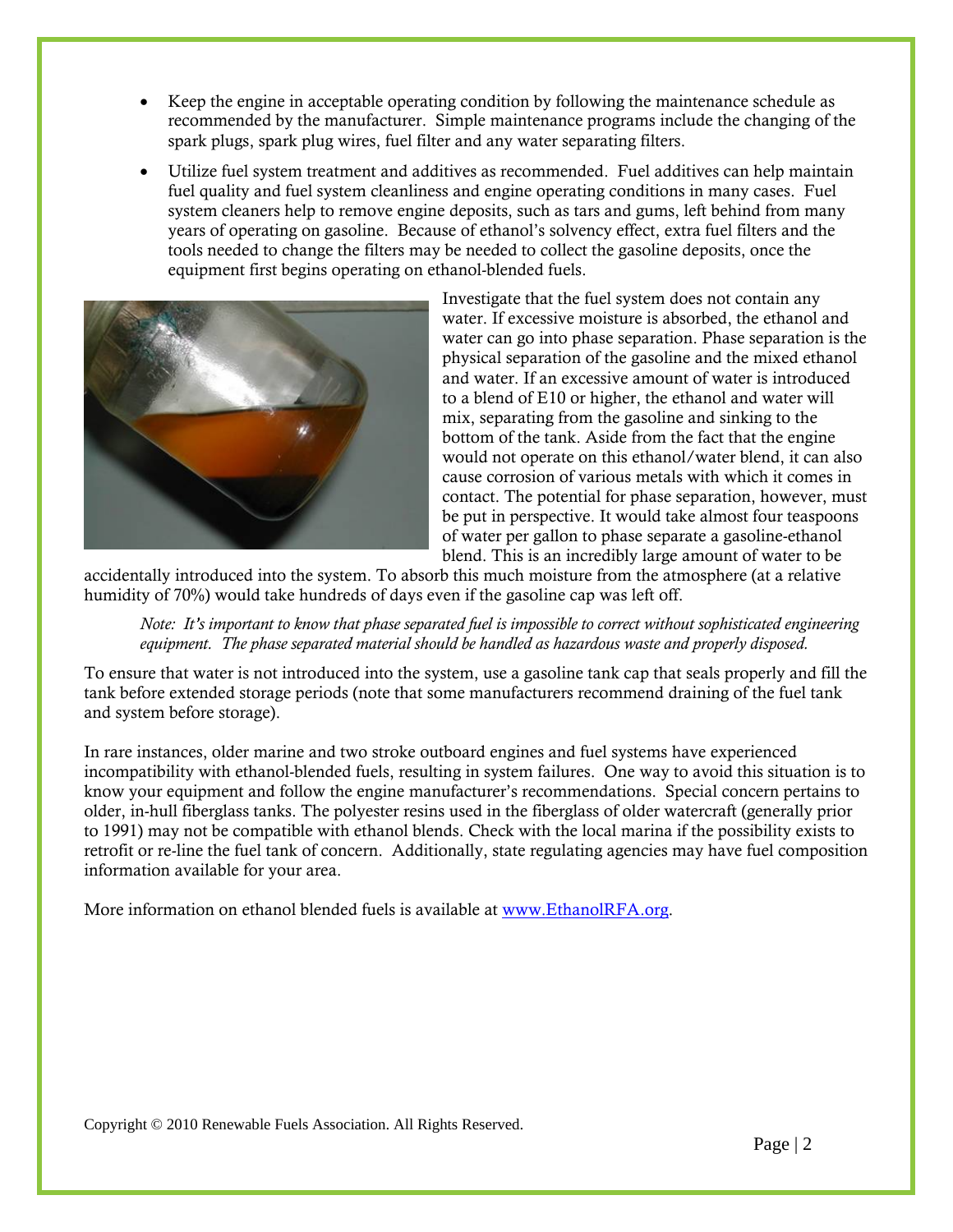- Keep the engine in acceptable operating condition by following the maintenance schedule as recommended by the manufacturer. Simple maintenance programs include the changing of the spark plugs, spark plug wires, fuel filter and any water separating filters.
- Utilize fuel system treatment and additives as recommended. Fuel additives can help maintain fuel quality and fuel system cleanliness and engine operating conditions in many cases. Fuel system cleaners help to remove engine deposits, such as tars and gums, left behind from many years of operating on gasoline. Because of ethanol's solvency effect, extra fuel filters and the tools needed to change the filters may be needed to collect the gasoline deposits, once the equipment first begins operating on ethanol-blended fuels.

Investigate that the fuel system does not contain any water. If excessive moisture is absorbed, the ethanol and water can go into phase separation. Phase separation is the physical separation of the gasoline and the mixed ethanol and water. If an excessive amount of water is introduced to a blend of E10 or higher, the ethanol and water will mix, separating from the gasoline and sinking to the bottom of the tank. Aside from the fact that the engine would not operate on this ethanol/water blend, it can also cause corrosion of various metals with which it comes in contact. The potential for phase separation, however, must be put in perspective. It would take almost four teaspoons of water per gallon to phase separate a gasoline-ethanol blend. This is an incredibly large amount of water to be accidentally introduced into the system. To absorb this much moisture from the atmosphere (at a relative humidity of 70%) would take hundreds of days even if the gasoline cap was left off.

*Note: It's important to know that phase separated fuel is impossible to correct without sophisticated engineering equipment. The phase separated material should be handled as hazardous waste and properly disposed.*

To ensure that water is not introduced into the system, use a gasoline tank cap that seals properly and fill the tank before extended storage periods (note that some manufacturers recommend draining of the fuel tank and system before storage).

In rare instances, older marine and two stroke outboard engines and fuel systems have experienced incompatibility with ethanol-blended fuels, resulting in system failures. One way to avoid this situation is to know your equipment and follow the engine manufacturer's recommendations. Special concern pertains to older, in-hull fiberglass tanks. The polyester resins used in the fiberglass of older watercraft (generally prior to 1991) may not be compatible with ethanol blends. Check with the local marina if the possibility exists to retrofit or re-line the fuel tank of concern. Additionally, state regulating agencies may have fuel composition information available for your area.

More information on ethanol blended fuels is available at [www.EthanolRFA.org](http://www.EthanolRFA.org).

Copyright © 2010 Renewable Fuels Association. All Rights Reserved.